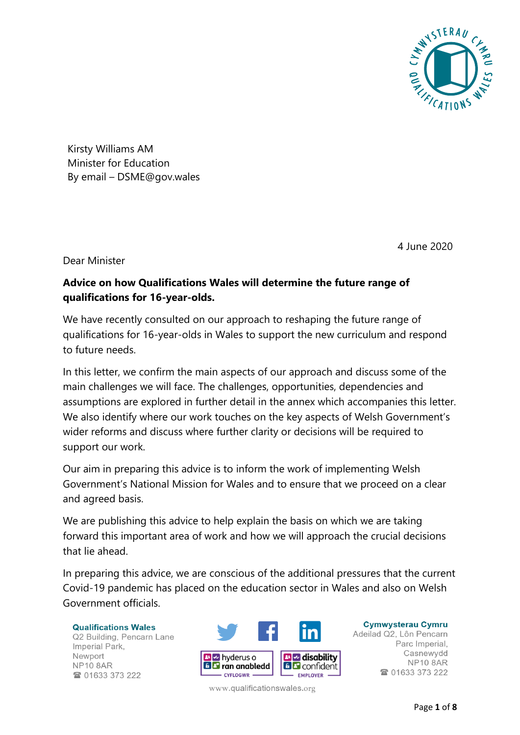Kirsty Williams AM
Minister for Education
By email – DSME@gov.wales

4 June 2020

Dear Minister

**Advice on how Qualifications Wales will determine the future range of qualifications for 16-year-olds.**

We have recently consulted on our approach to reshaping the future range of qualifications for 16-year-olds in Wales to support the new curriculum and respond to future needs.

In this letter, we confirm the main aspects of our approach and discuss some of the main challenges we will face. The challenges, opportunities, dependencies and assumptions are explored in further detail in the annex which accompanies this letter. We also identify where our work touches on the key aspects of Welsh Government's wider reforms and discuss where further clarity or decisions will be required to support our work.

Our aim in preparing this advice is to inform the work of implementing Welsh Government's National Mission for Wales and to ensure that we proceed on a clear and agreed basis.

We are publishing this advice to help explain the basis on which we are taking forward this important area of work and how we will approach the crucial decisions that lie ahead.

In preparing this advice, we are conscious of the additional pressures that the current Covid-19 pandemic has placed on the education sector in Wales and also on Welsh Government officials.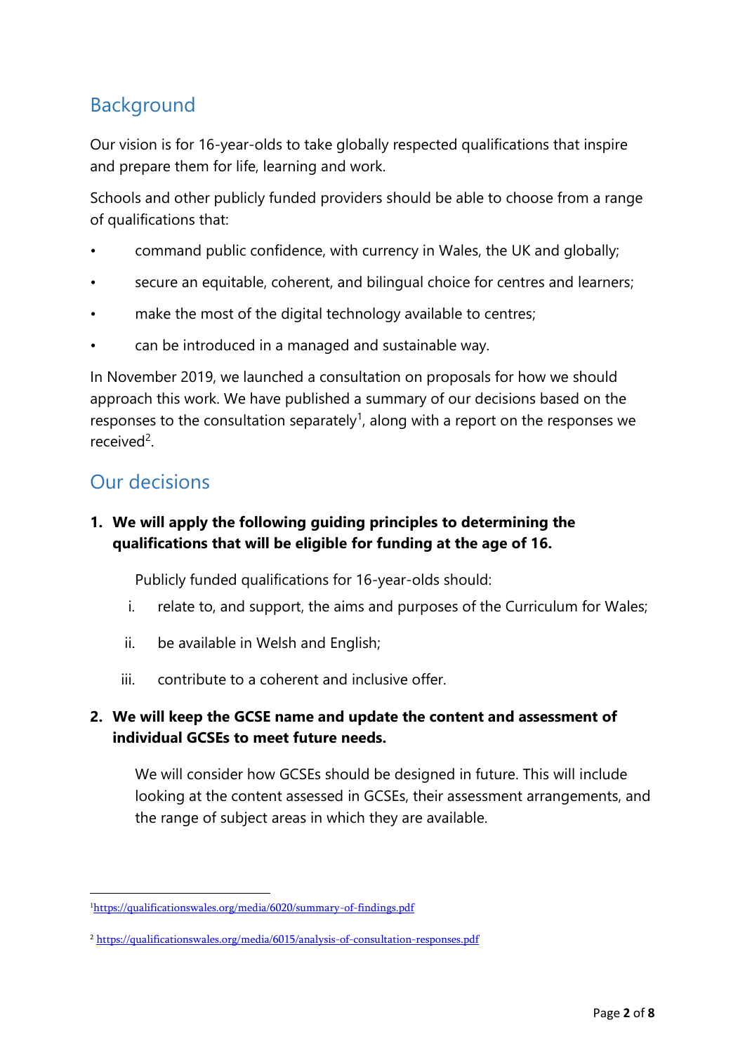## Background

Our vision is for 16-year-olds to take globally respected qualifications that inspire and prepare them for life, learning and work.

Schools and other publicly funded providers should be able to choose from a range of qualifications that:

- command public confidence, with currency in Wales, the UK and globally;
- secure an equitable, coherent, and bilingual choice for centres and learners;
- make the most of the digital technology available to centres;
- can be introduced in a managed and sustainable way.

In November 2019, we launched a consultation on proposals for how we should approach this work. We have published a summary of our decisions based on the responses to the consultation separately[1], along with a report on the responses we received[2].

## Our decisions

1. **We will apply the following guiding principles to determining the qualifications that will be eligible for funding at the age of 16.**

   Publicly funded qualifications for 16-year-olds should:

   i. relate to, and support, the aims and purposes of the Curriculum for Wales;

   ii. be available in Welsh and English;

   iii. contribute to a coherent and inclusive offer.

2. **We will keep the GCSE name and update the content and assessment of individual GCSEs to meet future needs.**

   We will consider how GCSEs should be designed in future. This will include looking at the content assessed in GCSEs, their assessment arrangements, and the range of subject areas in which they are available.

---

[1] https://qualificationswales.org/media/6020/summary-of-findings.pdf

[2] https://qualificationswales.org/media/6015/analysis-of-consultation-responses.pdf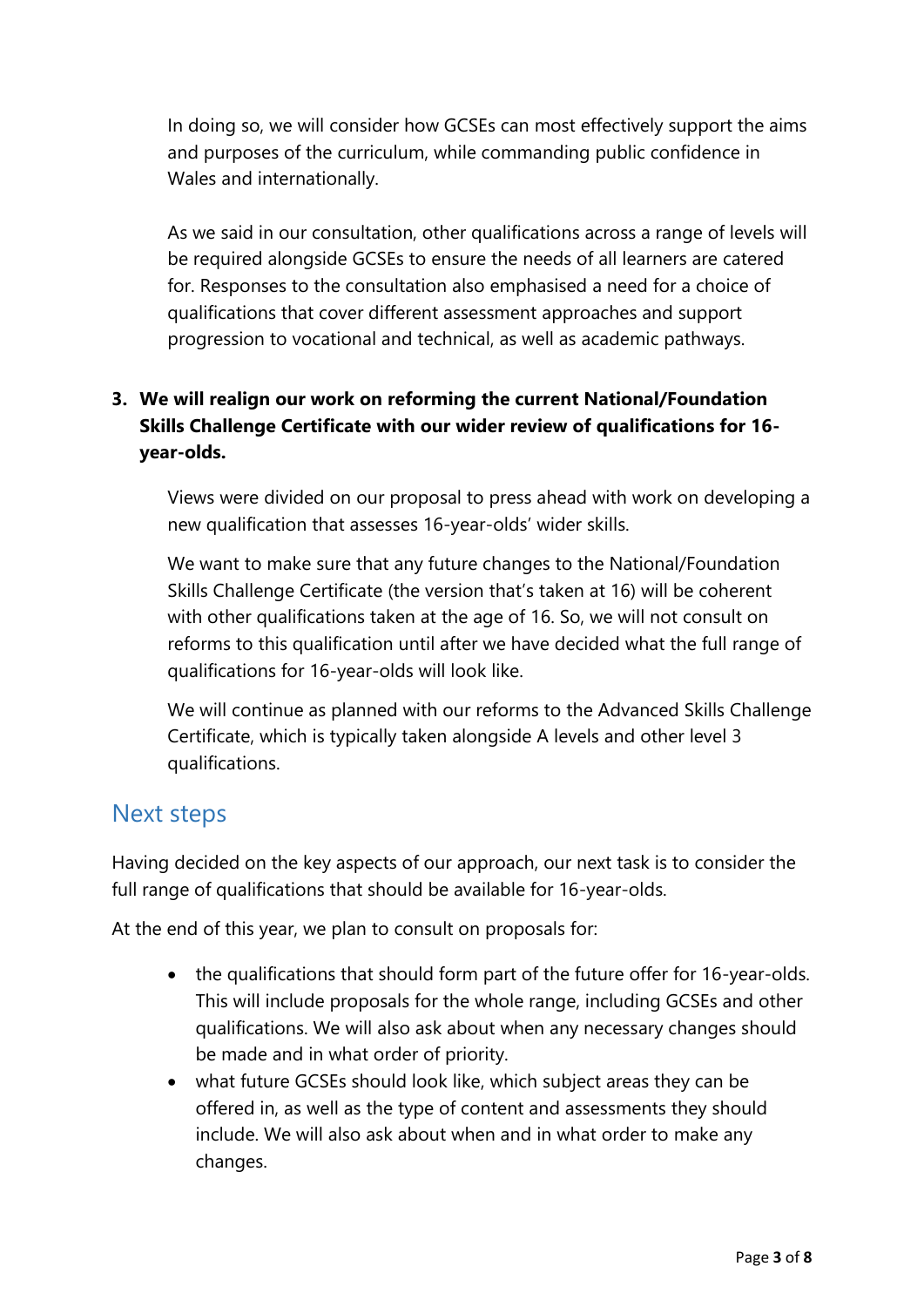In doing so, we will consider how GCSEs can most effectively support the aims and purposes of the curriculum, while commanding public confidence in Wales and internationally.

As we said in our consultation, other qualifications across a range of levels will be required alongside GCSEs to ensure the needs of all learners are catered for. Responses to the consultation also emphasised a need for a choice of qualifications that cover different assessment approaches and support progression to vocational and technical, as well as academic pathways.

3. **We will realign our work on reforming the current National/Foundation Skills Challenge Certificate with our wider review of qualifications for 16-year-olds.**

   Views were divided on our proposal to press ahead with work on developing a new qualification that assesses 16-year-olds' wider skills.

   We want to make sure that any future changes to the National/Foundation Skills Challenge Certificate (the version that's taken at 16) will be coherent with other qualifications taken at the age of 16. So, we will not consult on reforms to this qualification until after we have decided what the full range of qualifications for 16-year-olds will look like.

   We will continue as planned with our reforms to the Advanced Skills Challenge Certificate, which is typically taken alongside A levels and other level 3 qualifications.

## Next steps

Having decided on the key aspects of our approach, our next task is to consider the full range of qualifications that should be available for 16-year-olds.

At the end of this year, we plan to consult on proposals for:

- the qualifications that should form part of the future offer for 16-year-olds. This will include proposals for the whole range, including GCSEs and other qualifications. We will also ask about when any necessary changes should be made and in what order of priority.
- what future GCSEs should look like, which subject areas they can be offered in, as well as the type of content and assessments they should include. We will also ask about when and in what order to make any changes.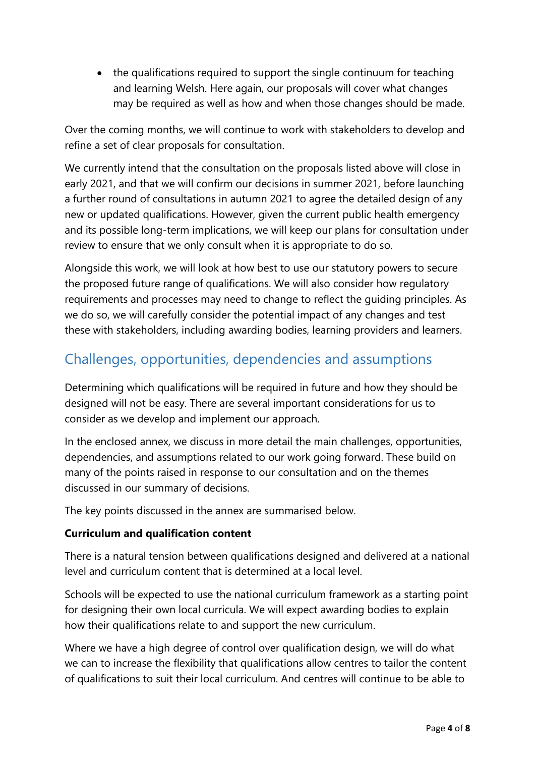- the qualifications required to support the single continuum for teaching and learning Welsh. Here again, our proposals will cover what changes may be required as well as how and when those changes should be made.

Over the coming months, we will continue to work with stakeholders to develop and refine a set of clear proposals for consultation.

We currently intend that the consultation on the proposals listed above will close in early 2021, and that we will confirm our decisions in summer 2021, before launching a further round of consultations in autumn 2021 to agree the detailed design of any new or updated qualifications. However, given the current public health emergency and its possible long-term implications, we will keep our plans for consultation under review to ensure that we only consult when it is appropriate to do so.

Alongside this work, we will look at how best to use our statutory powers to secure the proposed future range of qualifications. We will also consider how regulatory requirements and processes may need to change to reflect the guiding principles. As we do so, we will carefully consider the potential impact of any changes and test these with stakeholders, including awarding bodies, learning providers and learners.

## Challenges, opportunities, dependencies and assumptions

Determining which qualifications will be required in future and how they should be designed will not be easy. There are several important considerations for us to consider as we develop and implement our approach.

In the enclosed annex, we discuss in more detail the main challenges, opportunities, dependencies, and assumptions related to our work going forward. These build on many of the points raised in response to our consultation and on the themes discussed in our summary of decisions.

The key points discussed in the annex are summarised below.

**Curriculum and qualification content**

There is a natural tension between qualifications designed and delivered at a national level and curriculum content that is determined at a local level.

Schools will be expected to use the national curriculum framework as a starting point for designing their own local curricula. We will expect awarding bodies to explain how their qualifications relate to and support the new curriculum.

Where we have a high degree of control over qualification design, we will do what we can to increase the flexibility that qualifications allow centres to tailor the content of qualifications to suit their local curriculum. And centres will continue to be able to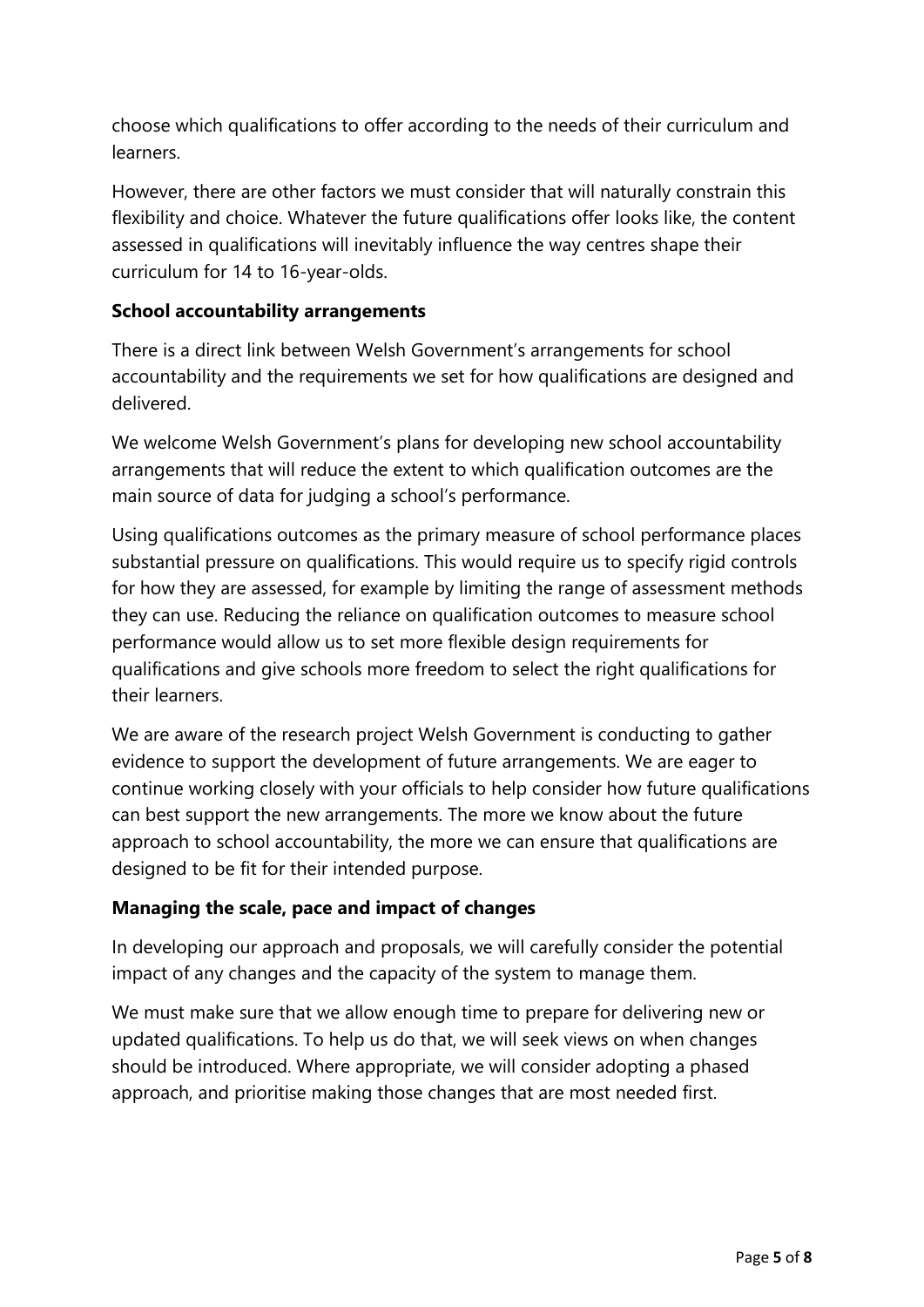choose which qualifications to offer according to the needs of their curriculum and learners.

However, there are other factors we must consider that will naturally constrain this flexibility and choice. Whatever the future qualifications offer looks like, the content assessed in qualifications will inevitably influence the way centres shape their curriculum for 14 to 16-year-olds.

**School accountability arrangements**

There is a direct link between Welsh Government's arrangements for school accountability and the requirements we set for how qualifications are designed and delivered.

We welcome Welsh Government's plans for developing new school accountability arrangements that will reduce the extent to which qualification outcomes are the main source of data for judging a school's performance.

Using qualifications outcomes as the primary measure of school performance places substantial pressure on qualifications. This would require us to specify rigid controls for how they are assessed, for example by limiting the range of assessment methods they can use. Reducing the reliance on qualification outcomes to measure school performance would allow us to set more flexible design requirements for qualifications and give schools more freedom to select the right qualifications for their learners.

We are aware of the research project Welsh Government is conducting to gather evidence to support the development of future arrangements. We are eager to continue working closely with your officials to help consider how future qualifications can best support the new arrangements. The more we know about the future approach to school accountability, the more we can ensure that qualifications are designed to be fit for their intended purpose.

**Managing the scale, pace and impact of changes**

In developing our approach and proposals, we will carefully consider the potential impact of any changes and the capacity of the system to manage them.

We must make sure that we allow enough time to prepare for delivering new or updated qualifications. To help us do that, we will seek views on when changes should be introduced. Where appropriate, we will consider adopting a phased approach, and prioritise making those changes that are most needed first.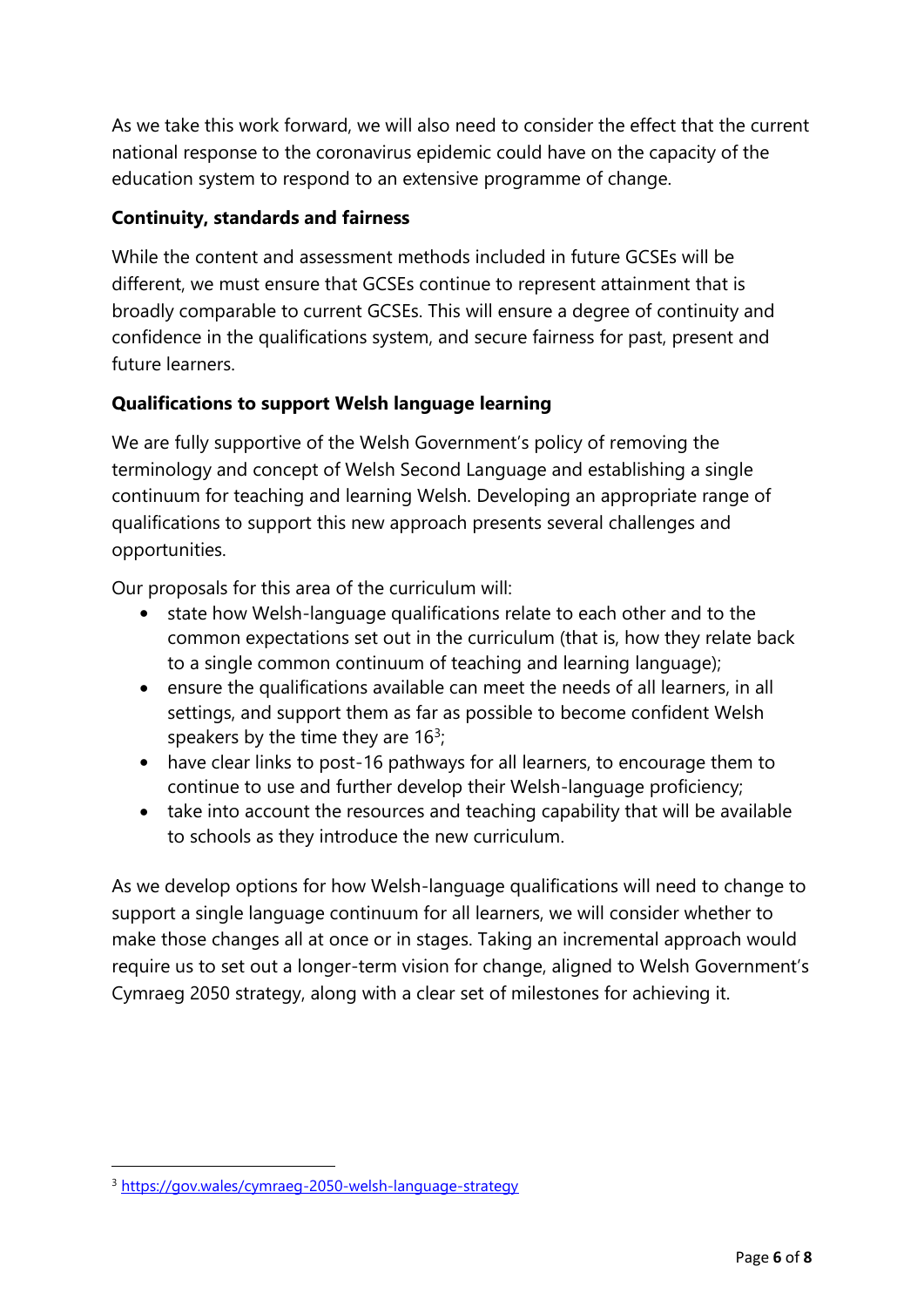As we take this work forward, we will also need to consider the effect that the current national response to the coronavirus epidemic could have on the capacity of the education system to respond to an extensive programme of change.

**Continuity, standards and fairness**

While the content and assessment methods included in future GCSEs will be different, we must ensure that GCSEs continue to represent attainment that is broadly comparable to current GCSEs. This will ensure a degree of continuity and confidence in the qualifications system, and secure fairness for past, present and future learners.

**Qualifications to support Welsh language learning**

We are fully supportive of the Welsh Government's policy of removing the terminology and concept of Welsh Second Language and establishing a single continuum for teaching and learning Welsh. Developing an appropriate range of qualifications to support this new approach presents several challenges and opportunities.

Our proposals for this area of the curriculum will:

- state how Welsh-language qualifications relate to each other and to the common expectations set out in the curriculum (that is, how they relate back to a single common continuum of teaching and learning language);
- ensure the qualifications available can meet the needs of all learners, in all settings, and support them as far as possible to become confident Welsh speakers by the time they are 16[3];
- have clear links to post-16 pathways for all learners, to encourage them to continue to use and further develop their Welsh-language proficiency;
- take into account the resources and teaching capability that will be available to schools as they introduce the new curriculum.

As we develop options for how Welsh-language qualifications will need to change to support a single language continuum for all learners, we will consider whether to make those changes all at once or in stages. Taking an incremental approach would require us to set out a longer-term vision for change, aligned to Welsh Government's Cymraeg 2050 strategy, along with a clear set of milestones for achieving it.

[3] https://gov.wales/cymraeg-2050-welsh-language-strategy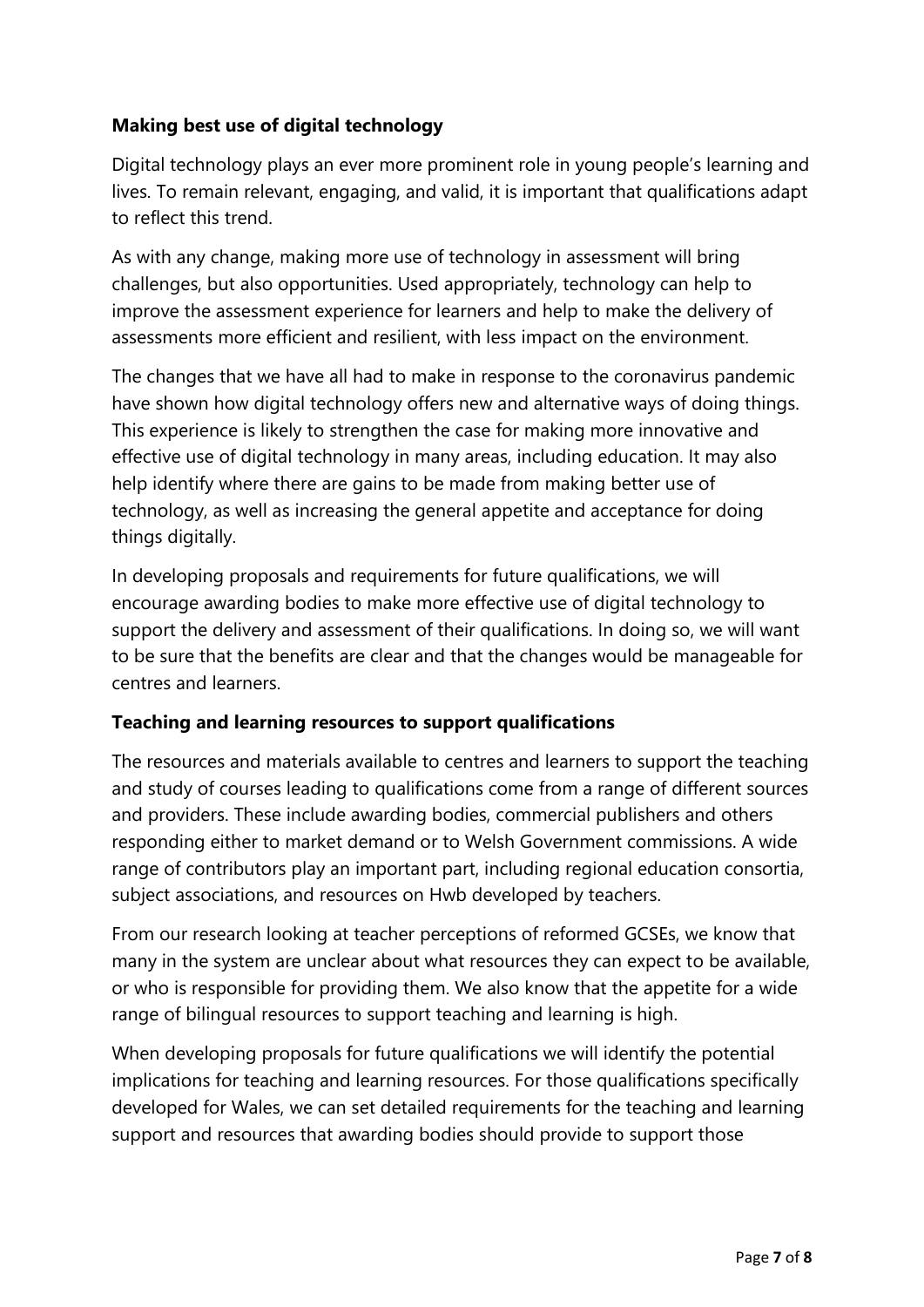**Making best use of digital technology**

Digital technology plays an ever more prominent role in young people's learning and lives. To remain relevant, engaging, and valid, it is important that qualifications adapt to reflect this trend.

As with any change, making more use of technology in assessment will bring challenges, but also opportunities. Used appropriately, technology can help to improve the assessment experience for learners and help to make the delivery of assessments more efficient and resilient, with less impact on the environment.

The changes that we have all had to make in response to the coronavirus pandemic have shown how digital technology offers new and alternative ways of doing things. This experience is likely to strengthen the case for making more innovative and effective use of digital technology in many areas, including education. It may also help identify where there are gains to be made from making better use of technology, as well as increasing the general appetite and acceptance for doing things digitally.

In developing proposals and requirements for future qualifications, we will encourage awarding bodies to make more effective use of digital technology to support the delivery and assessment of their qualifications. In doing so, we will want to be sure that the benefits are clear and that the changes would be manageable for centres and learners.

**Teaching and learning resources to support qualifications**

The resources and materials available to centres and learners to support the teaching and study of courses leading to qualifications come from a range of different sources and providers. These include awarding bodies, commercial publishers and others responding either to market demand or to Welsh Government commissions. A wide range of contributors play an important part, including regional education consortia, subject associations, and resources on Hwb developed by teachers.

From our research looking at teacher perceptions of reformed GCSEs, we know that many in the system are unclear about what resources they can expect to be available, or who is responsible for providing them. We also know that the appetite for a wide range of bilingual resources to support teaching and learning is high.

When developing proposals for future qualifications we will identify the potential implications for teaching and learning resources. For those qualifications specifically developed for Wales, we can set detailed requirements for the teaching and learning support and resources that awarding bodies should provide to support those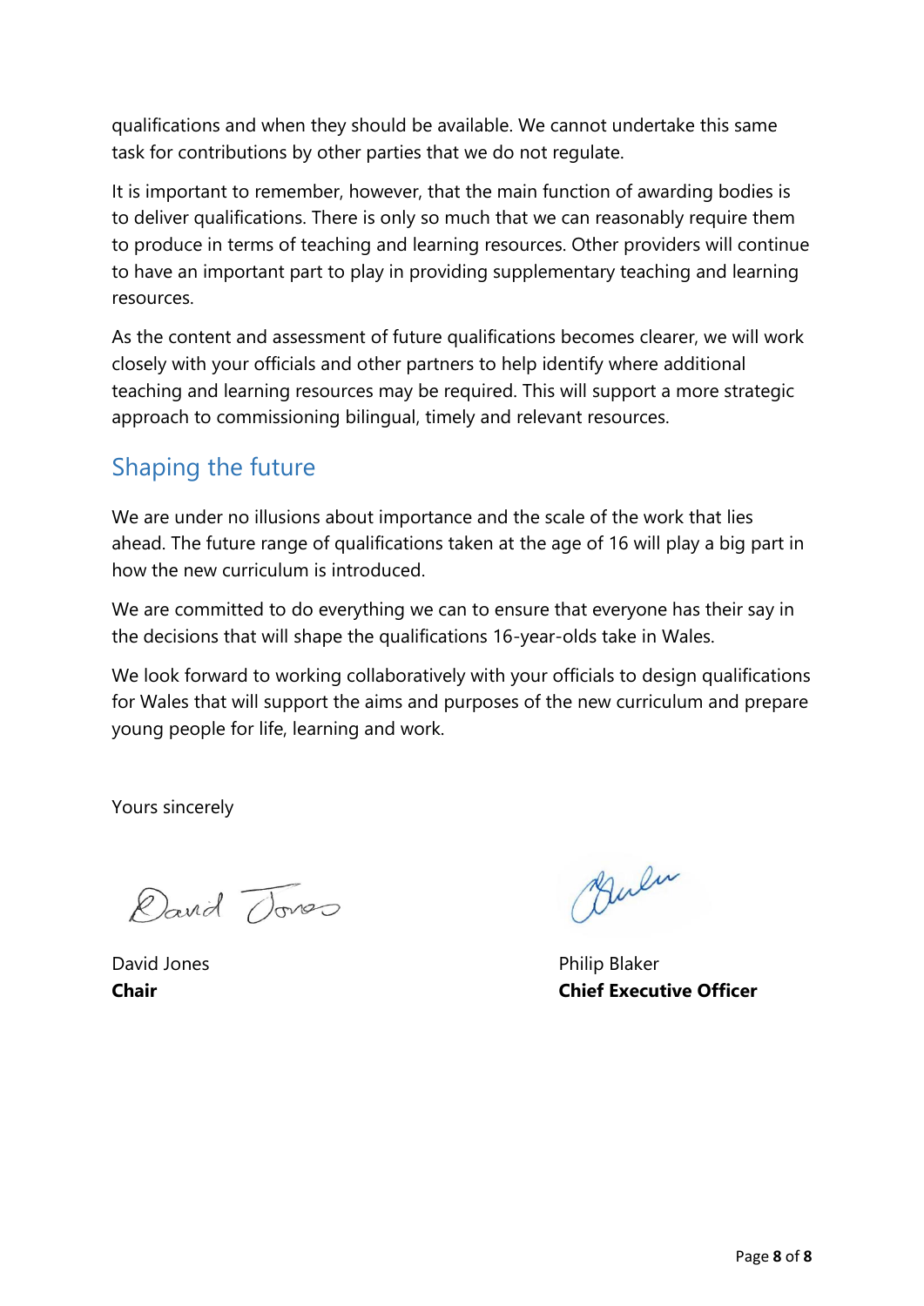qualifications and when they should be available. We cannot undertake this same task for contributions by other parties that we do not regulate.

It is important to remember, however, that the main function of awarding bodies is to deliver qualifications. There is only so much that we can reasonably require them to produce in terms of teaching and learning resources. Other providers will continue to have an important part to play in providing supplementary teaching and learning resources.

As the content and assessment of future qualifications becomes clearer, we will work closely with your officials and other partners to help identify where additional teaching and learning resources may be required. This will support a more strategic approach to commissioning bilingual, timely and relevant resources.

## Shaping the future

We are under no illusions about importance and the scale of the work that lies ahead. The future range of qualifications taken at the age of 16 will play a big part in how the new curriculum is introduced.

We are committed to do everything we can to ensure that everyone has their say in the decisions that will shape the qualifications 16-year-olds take in Wales.

We look forward to working collaboratively with your officials to design qualifications for Wales that will support the aims and purposes of the new curriculum and prepare young people for life, learning and work.

Yours sincerely

David Jones
**Chair**

Philip Blaker
**Chief Executive Officer**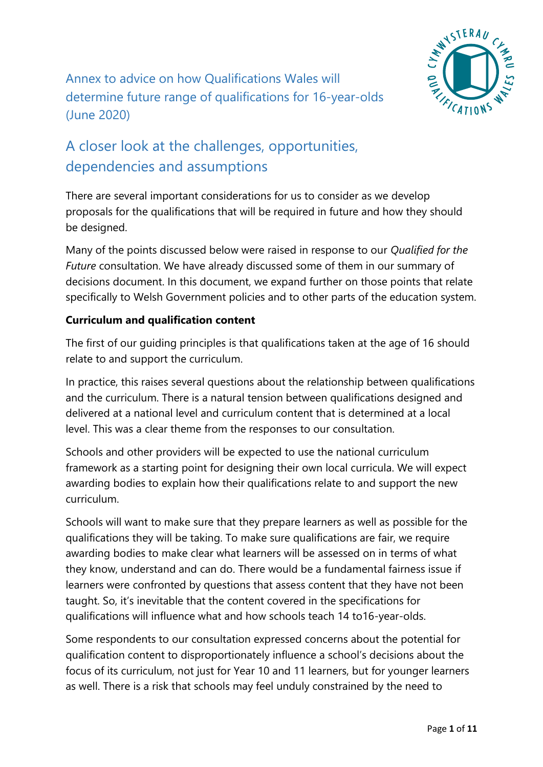Annex to advice on how Qualifications Wales will determine future range of qualifications for 16-year-olds (June 2020)

# A closer look at the challenges, opportunities, dependencies and assumptions

There are several important considerations for us to consider as we develop proposals for the qualifications that will be required in future and how they should be designed.

Many of the points discussed below were raised in response to our *Qualified for the Future* consultation. We have already discussed some of them in our summary of decisions document. In this document, we expand further on those points that relate specifically to Welsh Government policies and to other parts of the education system.

**Curriculum and qualification content**

The first of our guiding principles is that qualifications taken at the age of 16 should relate to and support the curriculum.

In practice, this raises several questions about the relationship between qualifications and the curriculum. There is a natural tension between qualifications designed and delivered at a national level and curriculum content that is determined at a local level. This was a clear theme from the responses to our consultation.

Schools and other providers will be expected to use the national curriculum framework as a starting point for designing their own local curricula. We will expect awarding bodies to explain how their qualifications relate to and support the new curriculum.

Schools will want to make sure that they prepare learners as well as possible for the qualifications they will be taking. To make sure qualifications are fair, we require awarding bodies to make clear what learners will be assessed on in terms of what they know, understand and can do. There would be a fundamental fairness issue if learners were confronted by questions that assess content that they have not been taught. So, it's inevitable that the content covered in the specifications for qualifications will influence what and how schools teach 14 to16-year-olds.

Some respondents to our consultation expressed concerns about the potential for qualification content to disproportionately influence a school's decisions about the focus of its curriculum, not just for Year 10 and 11 learners, but for younger learners as well. There is a risk that schools may feel unduly constrained by the need to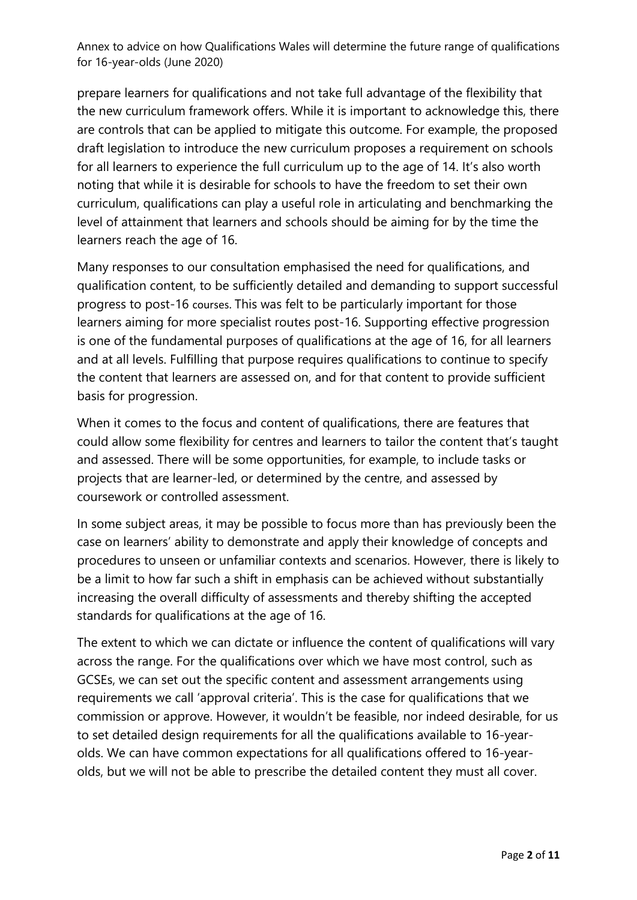prepare learners for qualifications and not take full advantage of the flexibility that the new curriculum framework offers. While it is important to acknowledge this, there are controls that can be applied to mitigate this outcome. For example, the proposed draft legislation to introduce the new curriculum proposes a requirement on schools for all learners to experience the full curriculum up to the age of 14. It's also worth noting that while it is desirable for schools to have the freedom to set their own curriculum, qualifications can play a useful role in articulating and benchmarking the level of attainment that learners and schools should be aiming for by the time the learners reach the age of 16.

Many responses to our consultation emphasised the need for qualifications, and qualification content, to be sufficiently detailed and demanding to support successful progress to post-16 courses. This was felt to be particularly important for those learners aiming for more specialist routes post-16. Supporting effective progression is one of the fundamental purposes of qualifications at the age of 16, for all learners and at all levels. Fulfilling that purpose requires qualifications to continue to specify the content that learners are assessed on, and for that content to provide sufficient basis for progression.

When it comes to the focus and content of qualifications, there are features that could allow some flexibility for centres and learners to tailor the content that's taught and assessed. There will be some opportunities, for example, to include tasks or projects that are learner-led, or determined by the centre, and assessed by coursework or controlled assessment.

In some subject areas, it may be possible to focus more than has previously been the case on learners' ability to demonstrate and apply their knowledge of concepts and procedures to unseen or unfamiliar contexts and scenarios. However, there is likely to be a limit to how far such a shift in emphasis can be achieved without substantially increasing the overall difficulty of assessments and thereby shifting the accepted standards for qualifications at the age of 16.

The extent to which we can dictate or influence the content of qualifications will vary across the range. For the qualifications over which we have most control, such as GCSEs, we can set out the specific content and assessment arrangements using requirements we call 'approval criteria'. This is the case for qualifications that we commission or approve. However, it wouldn't be feasible, nor indeed desirable, for us to set detailed design requirements for all the qualifications available to 16-year-olds. We can have common expectations for all qualifications offered to 16-year-olds, but we will not be able to prescribe the detailed content they must all cover.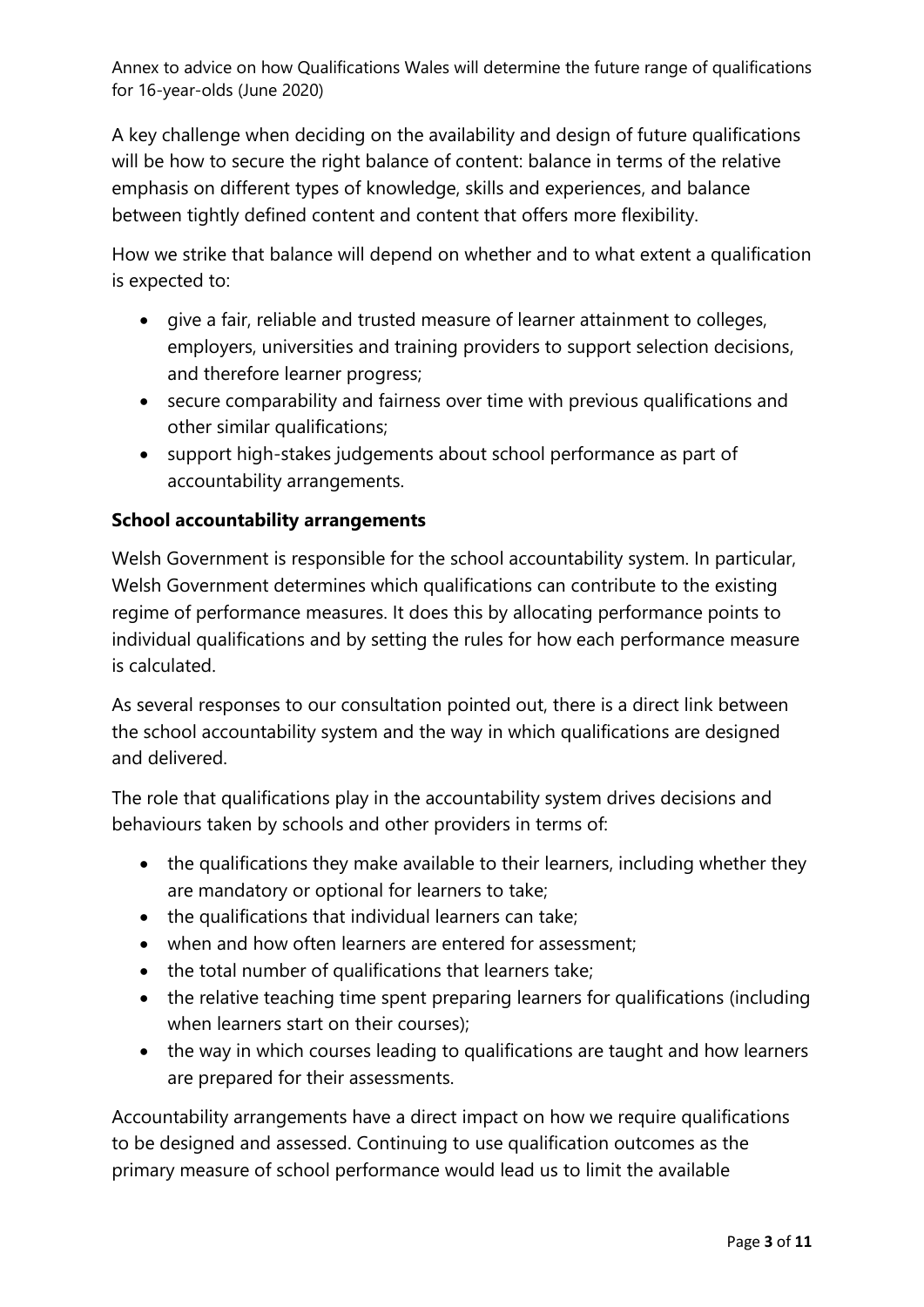A key challenge when deciding on the availability and design of future qualifications will be how to secure the right balance of content: balance in terms of the relative emphasis on different types of knowledge, skills and experiences, and balance between tightly defined content and content that offers more flexibility.

How we strike that balance will depend on whether and to what extent a qualification is expected to:

- give a fair, reliable and trusted measure of learner attainment to colleges, employers, universities and training providers to support selection decisions, and therefore learner progress;
- secure comparability and fairness over time with previous qualifications and other similar qualifications;
- support high-stakes judgements about school performance as part of accountability arrangements.

**School accountability arrangements**

Welsh Government is responsible for the school accountability system. In particular, Welsh Government determines which qualifications can contribute to the existing regime of performance measures. It does this by allocating performance points to individual qualifications and by setting the rules for how each performance measure is calculated.

As several responses to our consultation pointed out, there is a direct link between the school accountability system and the way in which qualifications are designed and delivered.

The role that qualifications play in the accountability system drives decisions and behaviours taken by schools and other providers in terms of:

- the qualifications they make available to their learners, including whether they are mandatory or optional for learners to take;
- the qualifications that individual learners can take;
- when and how often learners are entered for assessment;
- the total number of qualifications that learners take;
- the relative teaching time spent preparing learners for qualifications (including when learners start on their courses);
- the way in which courses leading to qualifications are taught and how learners are prepared for their assessments.

Accountability arrangements have a direct impact on how we require qualifications to be designed and assessed. Continuing to use qualification outcomes as the primary measure of school performance would lead us to limit the available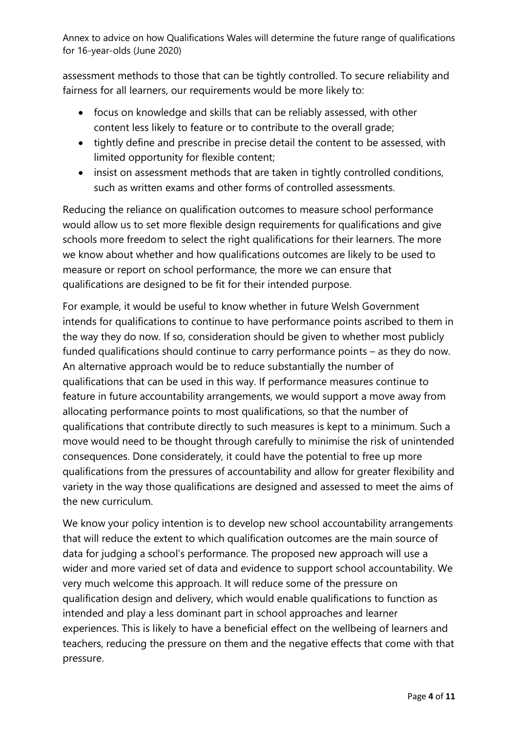assessment methods to those that can be tightly controlled. To secure reliability and fairness for all learners, our requirements would be more likely to:

- focus on knowledge and skills that can be reliably assessed, with other content less likely to feature or to contribute to the overall grade;
- tightly define and prescribe in precise detail the content to be assessed, with limited opportunity for flexible content;
- insist on assessment methods that are taken in tightly controlled conditions, such as written exams and other forms of controlled assessments.

Reducing the reliance on qualification outcomes to measure school performance would allow us to set more flexible design requirements for qualifications and give schools more freedom to select the right qualifications for their learners. The more we know about whether and how qualifications outcomes are likely to be used to measure or report on school performance, the more we can ensure that qualifications are designed to be fit for their intended purpose.

For example, it would be useful to know whether in future Welsh Government intends for qualifications to continue to have performance points ascribed to them in the way they do now. If so, consideration should be given to whether most publicly funded qualifications should continue to carry performance points – as they do now. An alternative approach would be to reduce substantially the number of qualifications that can be used in this way. If performance measures continue to feature in future accountability arrangements, we would support a move away from allocating performance points to most qualifications, so that the number of qualifications that contribute directly to such measures is kept to a minimum. Such a move would need to be thought through carefully to minimise the risk of unintended consequences. Done considerately, it could have the potential to free up more qualifications from the pressures of accountability and allow for greater flexibility and variety in the way those qualifications are designed and assessed to meet the aims of the new curriculum.

We know your policy intention is to develop new school accountability arrangements that will reduce the extent to which qualification outcomes are the main source of data for judging a school's performance. The proposed new approach will use a wider and more varied set of data and evidence to support school accountability. We very much welcome this approach. It will reduce some of the pressure on qualification design and delivery, which would enable qualifications to function as intended and play a less dominant part in school approaches and learner experiences. This is likely to have a beneficial effect on the wellbeing of learners and teachers, reducing the pressure on them and the negative effects that come with that pressure.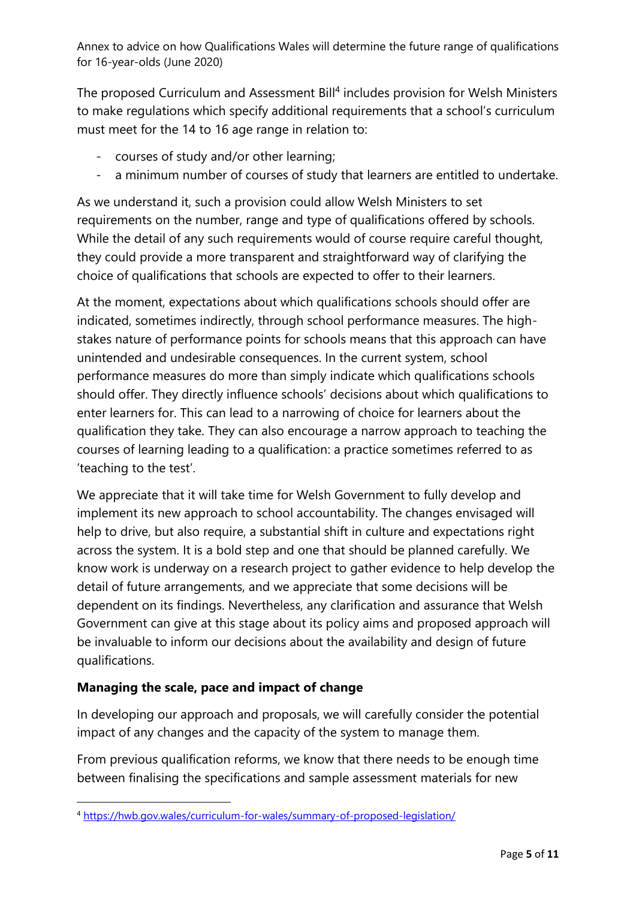The proposed Curriculum and Assessment Bill[4] includes provision for Welsh Ministers to make regulations which specify additional requirements that a school's curriculum must meet for the 14 to 16 age range in relation to:

- courses of study and/or other learning;
- a minimum number of courses of study that learners are entitled to undertake.

As we understand it, such a provision could allow Welsh Ministers to set requirements on the number, range and type of qualifications offered by schools. While the detail of any such requirements would of course require careful thought, they could provide a more transparent and straightforward way of clarifying the choice of qualifications that schools are expected to offer to their learners.

At the moment, expectations about which qualifications schools should offer are indicated, sometimes indirectly, through school performance measures. The high-stakes nature of performance points for schools means that this approach can have unintended and undesirable consequences. In the current system, school performance measures do more than simply indicate which qualifications schools should offer. They directly influence schools' decisions about which qualifications to enter learners for. This can lead to a narrowing of choice for learners about the qualification they take. They can also encourage a narrow approach to teaching the courses of learning leading to a qualification: a practice sometimes referred to as 'teaching to the test'.

We appreciate that it will take time for Welsh Government to fully develop and implement its new approach to school accountability. The changes envisaged will help to drive, but also require, a substantial shift in culture and expectations right across the system. It is a bold step and one that should be planned carefully. We know work is underway on a research project to gather evidence to help develop the detail of future arrangements, and we appreciate that some decisions will be dependent on its findings. Nevertheless, any clarification and assurance that Welsh Government can give at this stage about its policy aims and proposed approach will be invaluable to inform our decisions about the availability and design of future qualifications.

**Managing the scale, pace and impact of change**

In developing our approach and proposals, we will carefully consider the potential impact of any changes and the capacity of the system to manage them.

From previous qualification reforms, we know that there needs to be enough time between finalising the specifications and sample assessment materials for new

[4] https://hwb.gov.wales/curriculum-for-wales/summary-of-proposed-legislation/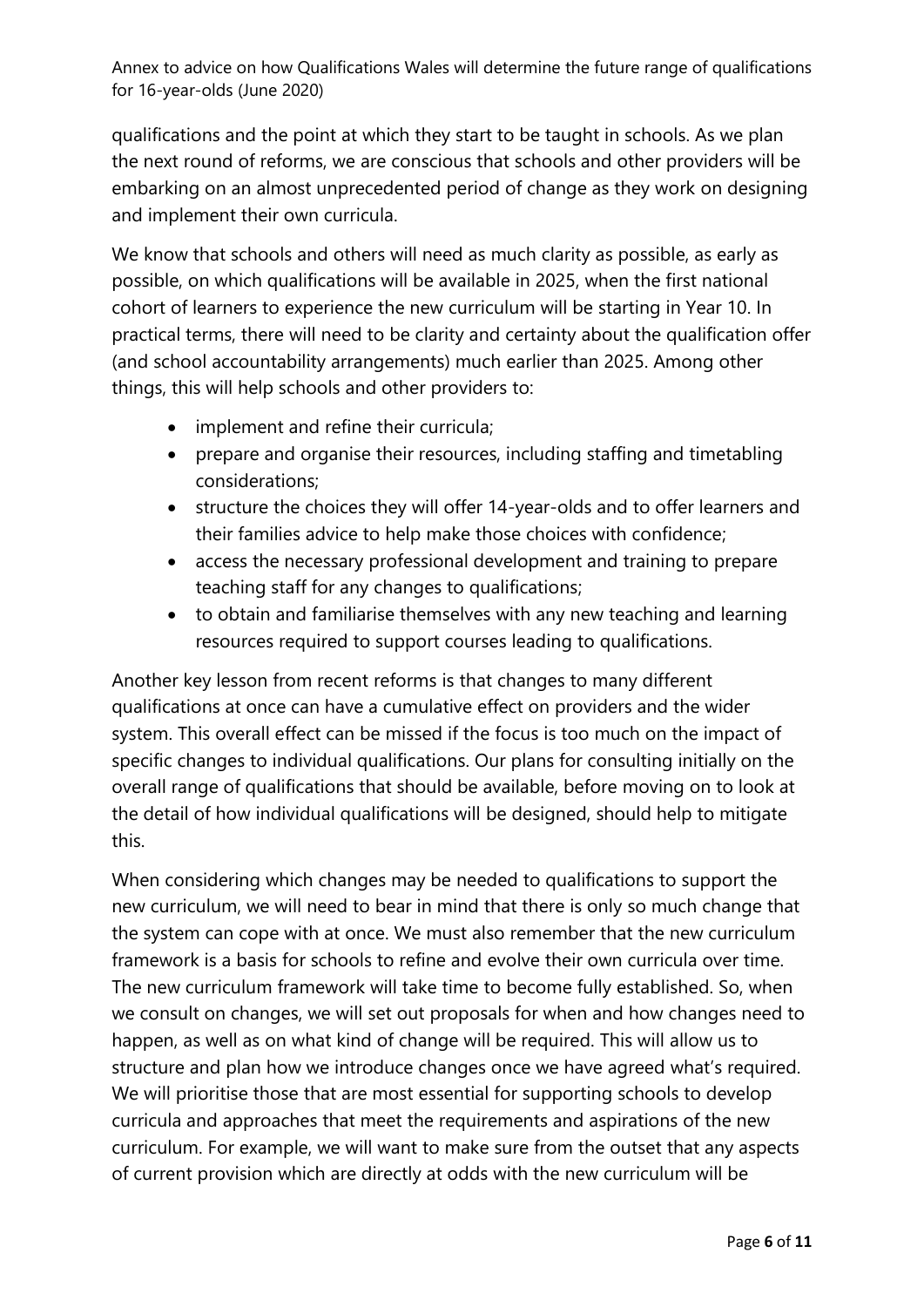qualifications and the point at which they start to be taught in schools. As we plan the next round of reforms, we are conscious that schools and other providers will be embarking on an almost unprecedented period of change as they work on designing and implement their own curricula.

We know that schools and others will need as much clarity as possible, as early as possible, on which qualifications will be available in 2025, when the first national cohort of learners to experience the new curriculum will be starting in Year 10. In practical terms, there will need to be clarity and certainty about the qualification offer (and school accountability arrangements) much earlier than 2025. Among other things, this will help schools and other providers to:

- implement and refine their curricula;
- prepare and organise their resources, including staffing and timetabling considerations;
- structure the choices they will offer 14-year-olds and to offer learners and their families advice to help make those choices with confidence;
- access the necessary professional development and training to prepare teaching staff for any changes to qualifications;
- to obtain and familiarise themselves with any new teaching and learning resources required to support courses leading to qualifications.

Another key lesson from recent reforms is that changes to many different qualifications at once can have a cumulative effect on providers and the wider system. This overall effect can be missed if the focus is too much on the impact of specific changes to individual qualifications. Our plans for consulting initially on the overall range of qualifications that should be available, before moving on to look at the detail of how individual qualifications will be designed, should help to mitigate this.

When considering which changes may be needed to qualifications to support the new curriculum, we will need to bear in mind that there is only so much change that the system can cope with at once. We must also remember that the new curriculum framework is a basis for schools to refine and evolve their own curricula over time. The new curriculum framework will take time to become fully established. So, when we consult on changes, we will set out proposals for when and how changes need to happen, as well as on what kind of change will be required. This will allow us to structure and plan how we introduce changes once we have agreed what's required. We will prioritise those that are most essential for supporting schools to develop curricula and approaches that meet the requirements and aspirations of the new curriculum. For example, we will want to make sure from the outset that any aspects of current provision which are directly at odds with the new curriculum will be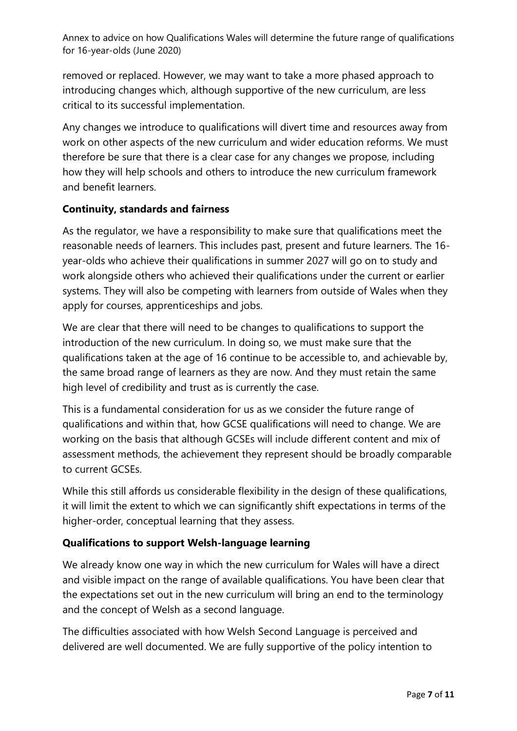removed or replaced. However, we may want to take a more phased approach to introducing changes which, although supportive of the new curriculum, are less critical to its successful implementation.

Any changes we introduce to qualifications will divert time and resources away from work on other aspects of the new curriculum and wider education reforms. We must therefore be sure that there is a clear case for any changes we propose, including how they will help schools and others to introduce the new curriculum framework and benefit learners.

**Continuity, standards and fairness**

As the regulator, we have a responsibility to make sure that qualifications meet the reasonable needs of learners. This includes past, present and future learners. The 16-year-olds who achieve their qualifications in summer 2027 will go on to study and work alongside others who achieved their qualifications under the current or earlier systems. They will also be competing with learners from outside of Wales when they apply for courses, apprenticeships and jobs.

We are clear that there will need to be changes to qualifications to support the introduction of the new curriculum. In doing so, we must make sure that the qualifications taken at the age of 16 continue to be accessible to, and achievable by, the same broad range of learners as they are now. And they must retain the same high level of credibility and trust as is currently the case.

This is a fundamental consideration for us as we consider the future range of qualifications and within that, how GCSE qualifications will need to change. We are working on the basis that although GCSEs will include different content and mix of assessment methods, the achievement they represent should be broadly comparable to current GCSEs.

While this still affords us considerable flexibility in the design of these qualifications, it will limit the extent to which we can significantly shift expectations in terms of the higher-order, conceptual learning that they assess.

**Qualifications to support Welsh-language learning**

We already know one way in which the new curriculum for Wales will have a direct and visible impact on the range of available qualifications. You have been clear that the expectations set out in the new curriculum will bring an end to the terminology and the concept of Welsh as a second language.

The difficulties associated with how Welsh Second Language is perceived and delivered are well documented. We are fully supportive of the policy intention to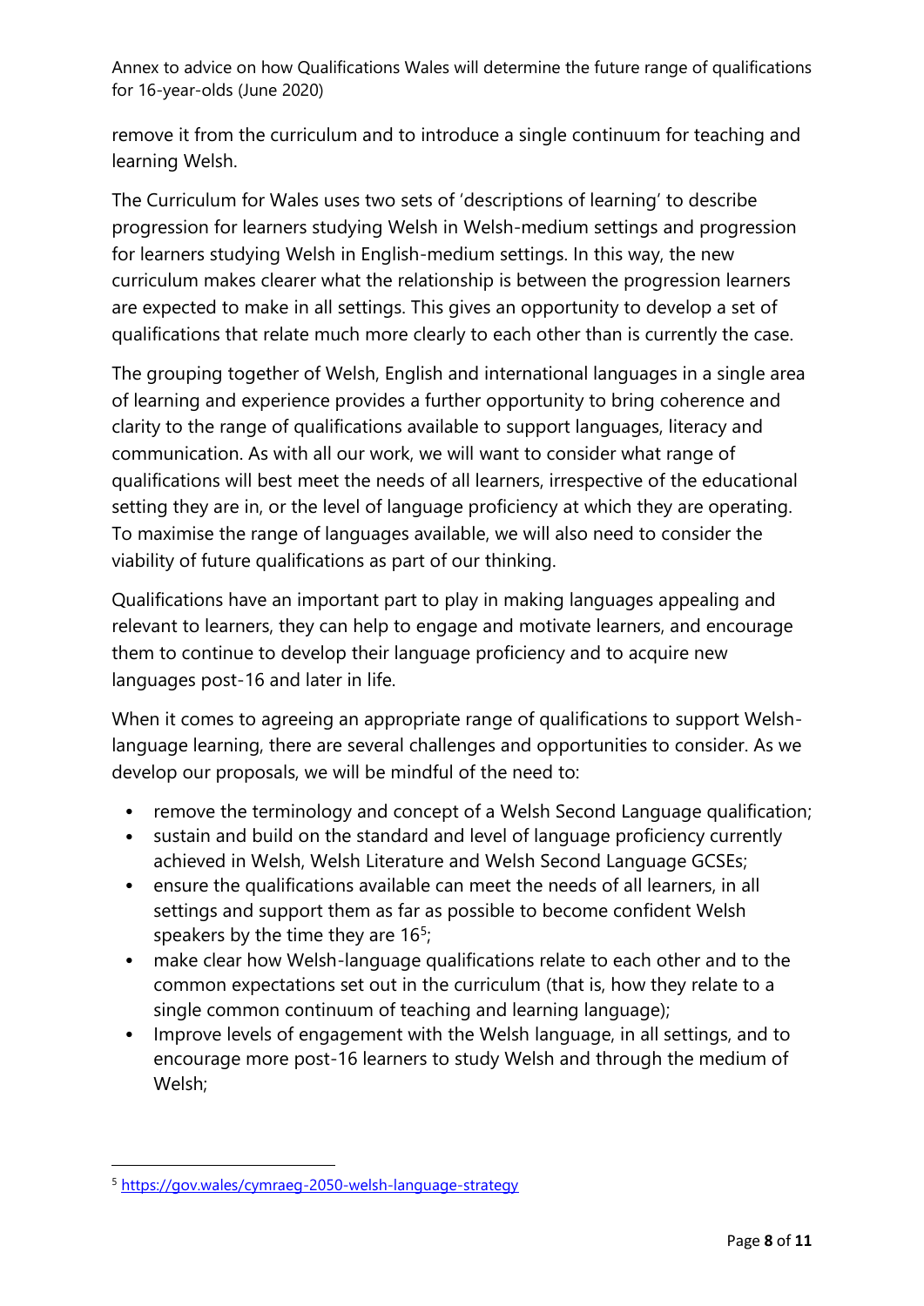remove it from the curriculum and to introduce a single continuum for teaching and learning Welsh.

The Curriculum for Wales uses two sets of 'descriptions of learning' to describe progression for learners studying Welsh in Welsh-medium settings and progression for learners studying Welsh in English-medium settings. In this way, the new curriculum makes clearer what the relationship is between the progression learners are expected to make in all settings. This gives an opportunity to develop a set of qualifications that relate much more clearly to each other than is currently the case.

The grouping together of Welsh, English and international languages in a single area of learning and experience provides a further opportunity to bring coherence and clarity to the range of qualifications available to support languages, literacy and communication. As with all our work, we will want to consider what range of qualifications will best meet the needs of all learners, irrespective of the educational setting they are in, or the level of language proficiency at which they are operating. To maximise the range of languages available, we will also need to consider the viability of future qualifications as part of our thinking.

Qualifications have an important part to play in making languages appealing and relevant to learners, they can help to engage and motivate learners, and encourage them to continue to develop their language proficiency and to acquire new languages post-16 and later in life.

When it comes to agreeing an appropriate range of qualifications to support Welsh-language learning, there are several challenges and opportunities to consider. As we develop our proposals, we will be mindful of the need to:

- remove the terminology and concept of a Welsh Second Language qualification;
- sustain and build on the standard and level of language proficiency currently achieved in Welsh, Welsh Literature and Welsh Second Language GCSEs;
- ensure the qualifications available can meet the needs of all learners, in all settings and support them as far as possible to become confident Welsh speakers by the time they are 16[5];
- make clear how Welsh-language qualifications relate to each other and to the common expectations set out in the curriculum (that is, how they relate to a single common continuum of teaching and learning language);
- Improve levels of engagement with the Welsh language, in all settings, and to encourage more post-16 learners to study Welsh and through the medium of Welsh;

[5] https://gov.wales/cymraeg-2050-welsh-language-strategy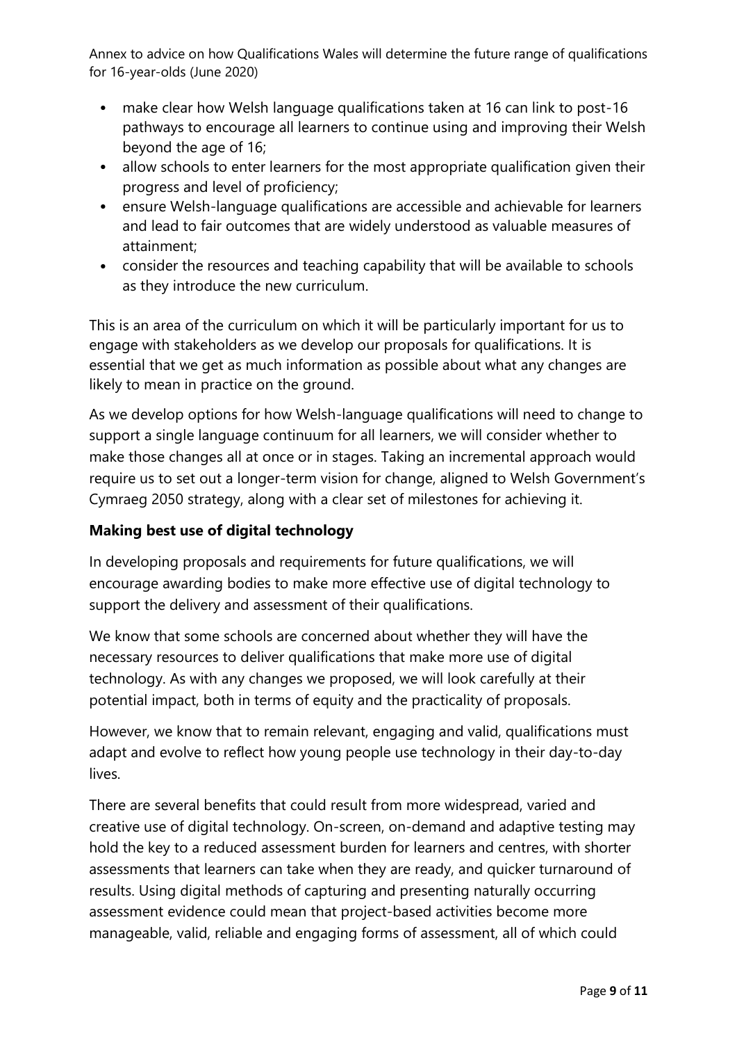- make clear how Welsh language qualifications taken at 16 can link to post-16 pathways to encourage all learners to continue using and improving their Welsh beyond the age of 16;
- allow schools to enter learners for the most appropriate qualification given their progress and level of proficiency;
- ensure Welsh-language qualifications are accessible and achievable for learners and lead to fair outcomes that are widely understood as valuable measures of attainment;
- consider the resources and teaching capability that will be available to schools as they introduce the new curriculum.

This is an area of the curriculum on which it will be particularly important for us to engage with stakeholders as we develop our proposals for qualifications. It is essential that we get as much information as possible about what any changes are likely to mean in practice on the ground.

As we develop options for how Welsh-language qualifications will need to change to support a single language continuum for all learners, we will consider whether to make those changes all at once or in stages. Taking an incremental approach would require us to set out a longer-term vision for change, aligned to Welsh Government's Cymraeg 2050 strategy, along with a clear set of milestones for achieving it.

### Making best use of digital technology

In developing proposals and requirements for future qualifications, we will encourage awarding bodies to make more effective use of digital technology to support the delivery and assessment of their qualifications.

We know that some schools are concerned about whether they will have the necessary resources to deliver qualifications that make more use of digital technology. As with any changes we proposed, we will look carefully at their potential impact, both in terms of equity and the practicality of proposals.

However, we know that to remain relevant, engaging and valid, qualifications must adapt and evolve to reflect how young people use technology in their day-to-day lives.

There are several benefits that could result from more widespread, varied and creative use of digital technology. On-screen, on-demand and adaptive testing may hold the key to a reduced assessment burden for learners and centres, with shorter assessments that learners can take when they are ready, and quicker turnaround of results. Using digital methods of capturing and presenting naturally occurring assessment evidence could mean that project-based activities become more manageable, valid, reliable and engaging forms of assessment, all of which could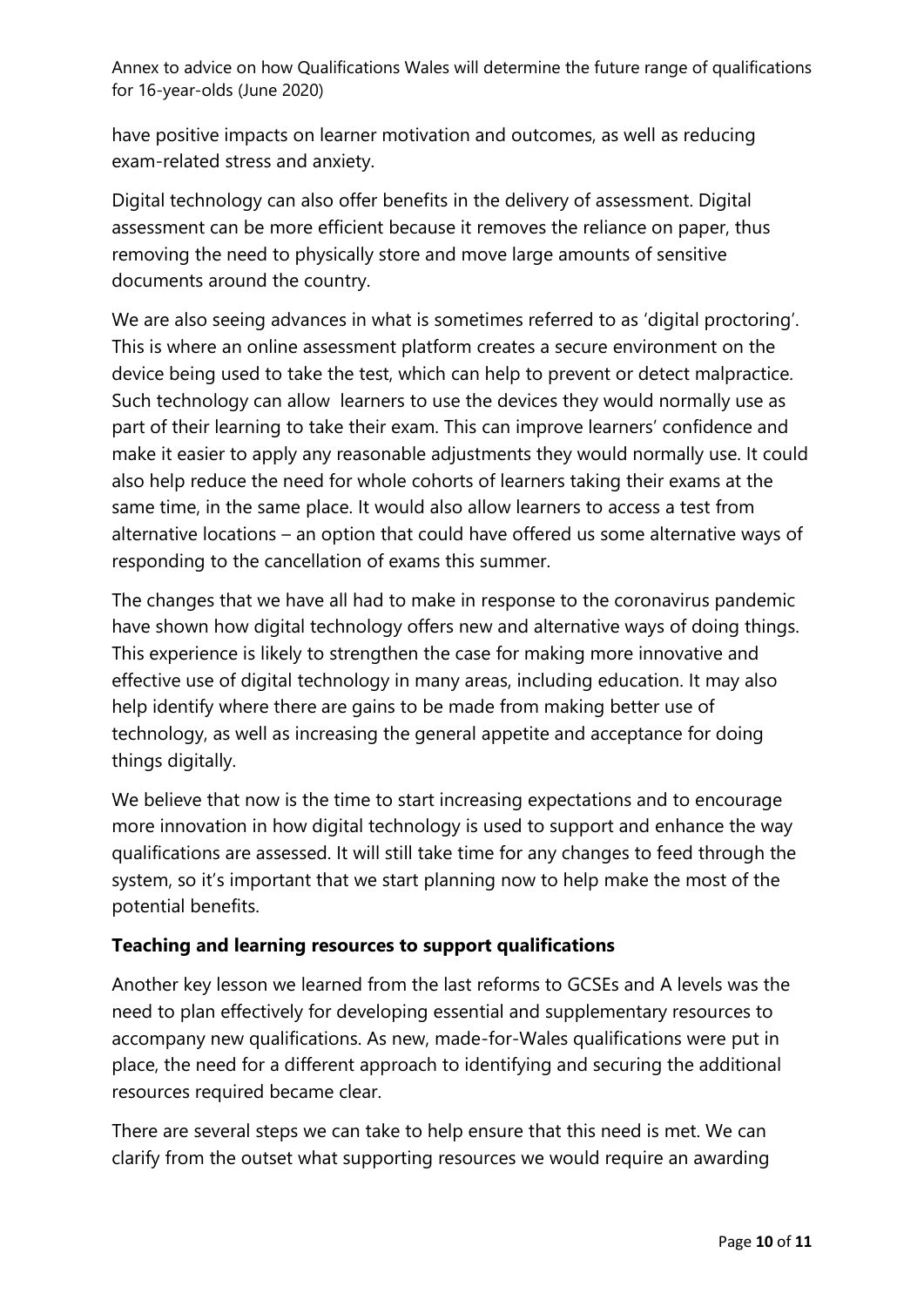have positive impacts on learner motivation and outcomes, as well as reducing exam-related stress and anxiety.

Digital technology can also offer benefits in the delivery of assessment. Digital assessment can be more efficient because it removes the reliance on paper, thus removing the need to physically store and move large amounts of sensitive documents around the country.

We are also seeing advances in what is sometimes referred to as 'digital proctoring'. This is where an online assessment platform creates a secure environment on the device being used to take the test, which can help to prevent or detect malpractice. Such technology can allow learners to use the devices they would normally use as part of their learning to take their exam. This can improve learners' confidence and make it easier to apply any reasonable adjustments they would normally use. It could also help reduce the need for whole cohorts of learners taking their exams at the same time, in the same place. It would also allow learners to access a test from alternative locations – an option that could have offered us some alternative ways of responding to the cancellation of exams this summer.

The changes that we have all had to make in response to the coronavirus pandemic have shown how digital technology offers new and alternative ways of doing things. This experience is likely to strengthen the case for making more innovative and effective use of digital technology in many areas, including education. It may also help identify where there are gains to be made from making better use of technology, as well as increasing the general appetite and acceptance for doing things digitally.

We believe that now is the time to start increasing expectations and to encourage more innovation in how digital technology is used to support and enhance the way qualifications are assessed. It will still take time for any changes to feed through the system, so it's important that we start planning now to help make the most of the potential benefits.

**Teaching and learning resources to support qualifications**

Another key lesson we learned from the last reforms to GCSEs and A levels was the need to plan effectively for developing essential and supplementary resources to accompany new qualifications. As new, made-for-Wales qualifications were put in place, the need for a different approach to identifying and securing the additional resources required became clear.

There are several steps we can take to help ensure that this need is met. We can clarify from the outset what supporting resources we would require an awarding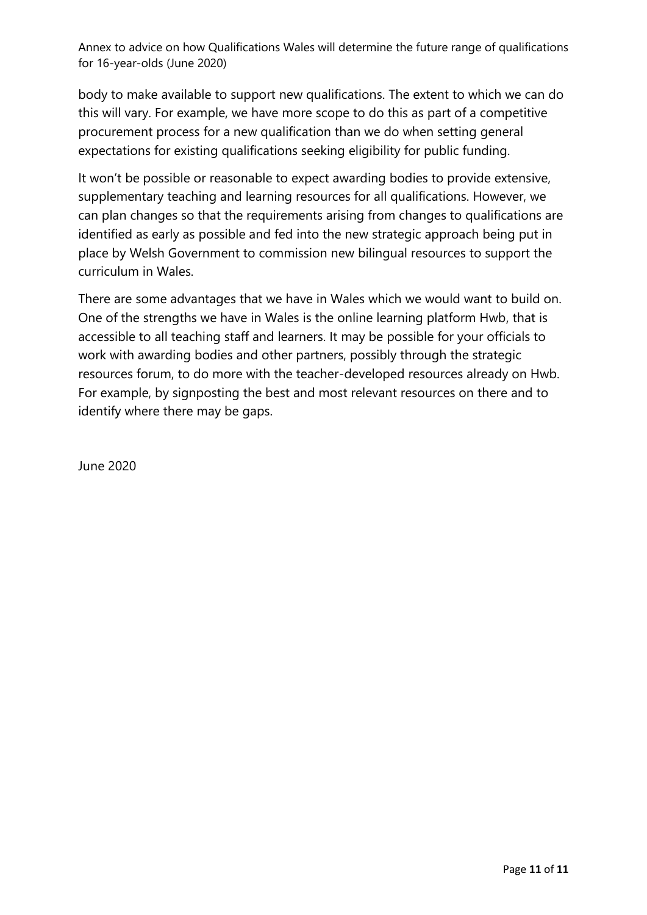body to make available to support new qualifications. The extent to which we can do this will vary. For example, we have more scope to do this as part of a competitive procurement process for a new qualification than we do when setting general expectations for existing qualifications seeking eligibility for public funding.

It won't be possible or reasonable to expect awarding bodies to provide extensive, supplementary teaching and learning resources for all qualifications. However, we can plan changes so that the requirements arising from changes to qualifications are identified as early as possible and fed into the new strategic approach being put in place by Welsh Government to commission new bilingual resources to support the curriculum in Wales.

There are some advantages that we have in Wales which we would want to build on. One of the strengths we have in Wales is the online learning platform Hwb, that is accessible to all teaching staff and learners. It may be possible for your officials to work with awarding bodies and other partners, possibly through the strategic resources forum, to do more with the teacher-developed resources already on Hwb. For example, by signposting the best and most relevant resources on there and to identify where there may be gaps.

June 2020